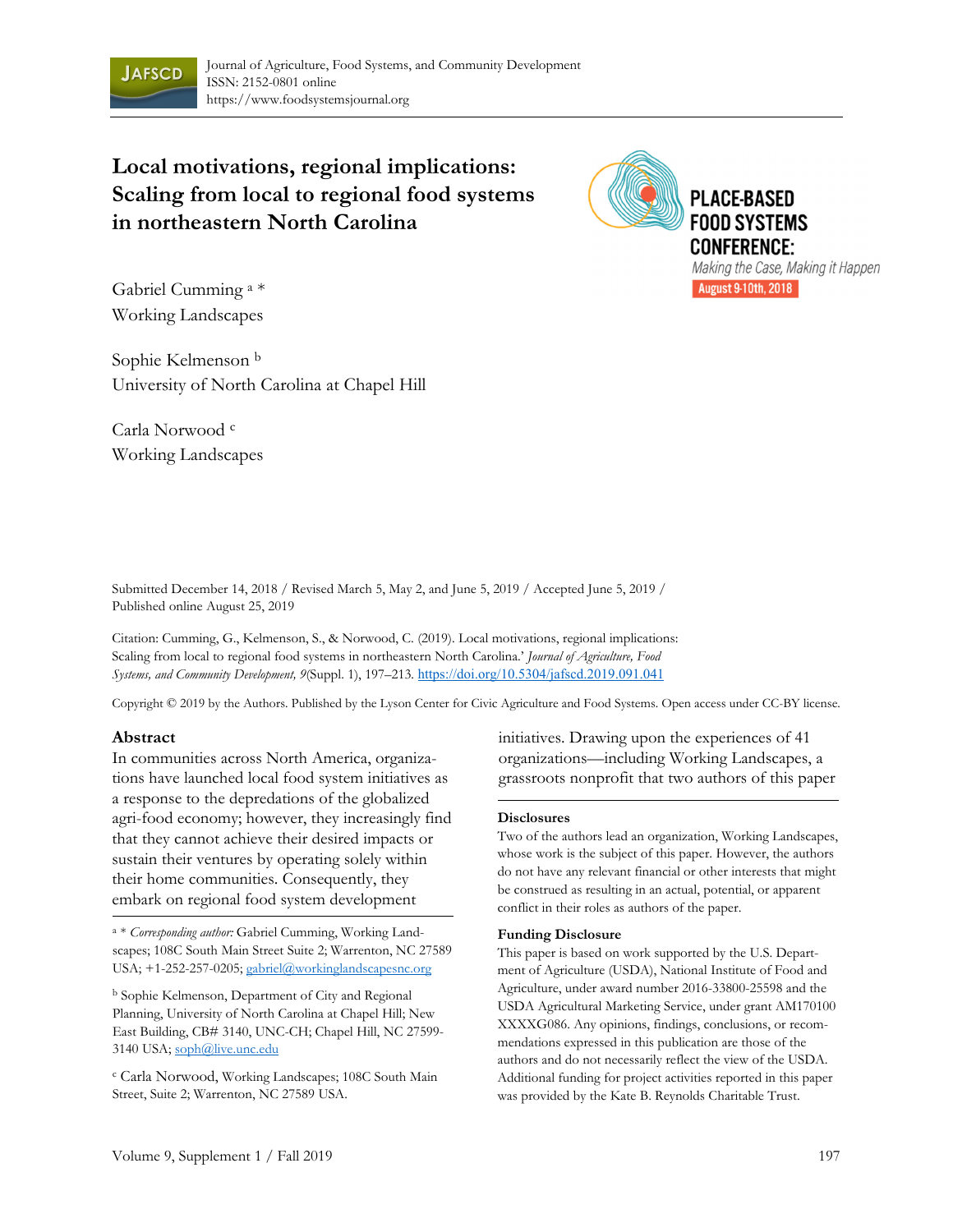Journal of Agriculture, Food Systems, and Community Development
ISSN: 2152-0801 online
https://www.foodsystemsjournal.org

# Local motivations, regional implications: Scaling from local to regional food systems in northeastern North Carolina

PLACE-BASED FOOD SYSTEMS CONFERENCE: *Making the Case, Making it Happen* August 9-10th, 2018

Gabriel Cumming [a] *
Working Landscapes

Sophie Kelmenson [b]
University of North Carolina at Chapel Hill

Carla Norwood [c]
Working Landscapes

Submitted December 14, 2018 / Revised March 5, May 2, and June 5, 2019 / Accepted June 5, 2019 / Published online August 25, 2019

Citation: Cumming, G., Kelmenson, S., & Norwood, C. (2019). Local motivations, regional implications: Scaling from local to regional food systems in northeastern North Carolina.' *Journal of Agriculture, Food Systems, and Community Development, 9*(Suppl. 1), 197–213. https://doi.org/10.5304/jafscd.2019.091.041

Copyright © 2019 by the Authors. Published by the Lyson Center for Civic Agriculture and Food Systems. Open access under CC-BY license.

## Abstract

In communities across North America, organizations have launched local food system initiatives as a response to the depredations of the globalized agri-food economy; however, they increasingly find that they cannot achieve their desired impacts or sustain their ventures by operating solely within their home communities. Consequently, they embark on regional food system development initiatives. Drawing upon the experiences of 41 organizations—including Working Landscapes, a grassroots nonprofit that two authors of this paper

---

[a] * *Corresponding author:* Gabriel Cumming, Working Landscapes; 108C South Main Street Suite 2; Warrenton, NC 27589 USA; +1-252-257-0205; gabriel@workinglandscapesnc.org

[b] Sophie Kelmenson, Department of City and Regional Planning, University of North Carolina at Chapel Hill; New East Building, CB# 3140, UNC-CH; Chapel Hill, NC 27599-3140 USA; soph@live.unc.edu

[c] Carla Norwood, Working Landscapes; 108C South Main Street, Suite 2; Warrenton, NC 27589 USA.

### Disclosures

Two of the authors lead an organization, Working Landscapes, whose work is the subject of this paper. However, the authors do not have any relevant financial or other interests that might be construed as resulting in an actual, potential, or apparent conflict in their roles as authors of the paper.

### Funding Disclosure

This paper is based on work supported by the U.S. Department of Agriculture (USDA), National Institute of Food and Agriculture, under award number 2016-33800-25598 and the USDA Agricultural Marketing Service, under grant AM170100XXXXG086. Any opinions, findings, conclusions, or recommendations expressed in this publication are those of the authors and do not necessarily reflect the view of the USDA. Additional funding for project activities reported in this paper was provided by the Kate B. Reynolds Charitable Trust.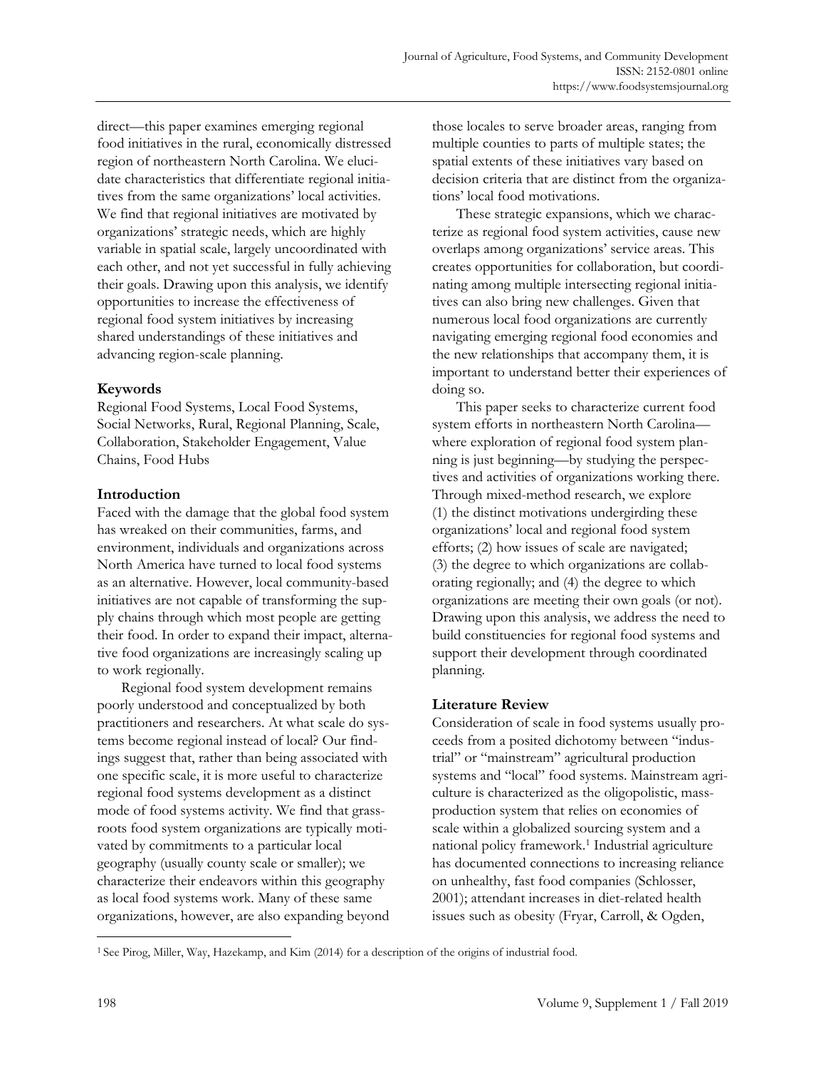direct—this paper examines emerging regional food initiatives in the rural, economically distressed region of northeastern North Carolina. We elucidate characteristics that differentiate regional initiatives from the same organizations' local activities. We find that regional initiatives are motivated by organizations' strategic needs, which are highly variable in spatial scale, largely uncoordinated with each other, and not yet successful in fully achieving their goals. Drawing upon this analysis, we identify opportunities to increase the effectiveness of regional food system initiatives by increasing shared understandings of these initiatives and advancing region-scale planning.

### Keywords

Regional Food Systems, Local Food Systems, Social Networks, Rural, Regional Planning, Scale, Collaboration, Stakeholder Engagement, Value Chains, Food Hubs

## Introduction

Faced with the damage that the global food system has wreaked on their communities, farms, and environment, individuals and organizations across North America have turned to local food systems as an alternative. However, local community-based initiatives are not capable of transforming the supply chains through which most people are getting their food. In order to expand their impact, alternative food organizations are increasingly scaling up to work regionally.

Regional food system development remains poorly understood and conceptualized by both practitioners and researchers. At what scale do systems become regional instead of local? Our findings suggest that, rather than being associated with one specific scale, it is more useful to characterize regional food systems development as a distinct mode of food systems activity. We find that grassroots food system organizations are typically motivated by commitments to a particular local geography (usually county scale or smaller); we characterize their endeavors within this geography as local food systems work. Many of these same organizations, however, are also expanding beyond those locales to serve broader areas, ranging from multiple counties to parts of multiple states; the spatial extents of these initiatives vary based on decision criteria that are distinct from the organizations' local food motivations.

These strategic expansions, which we characterize as regional food system activities, cause new overlaps among organizations' service areas. This creates opportunities for collaboration, but coordinating among multiple intersecting regional initiatives can also bring new challenges. Given that numerous local food organizations are currently navigating emerging regional food economies and the new relationships that accompany them, it is important to understand better their experiences of doing so.

This paper seeks to characterize current food system efforts in northeastern North Carolina—where exploration of regional food system planning is just beginning—by studying the perspectives and activities of organizations working there. Through mixed-method research, we explore (1) the distinct motivations undergirding these organizations' local and regional food system efforts; (2) how issues of scale are navigated; (3) the degree to which organizations are collaborating regionally; and (4) the degree to which organizations are meeting their own goals (or not). Drawing upon this analysis, we address the need to build constituencies for regional food systems and support their development through coordinated planning.

## Literature Review

Consideration of scale in food systems usually proceeds from a posited dichotomy between "industrial" or "mainstream" agricultural production systems and "local" food systems. Mainstream agriculture is characterized as the oligopolistic, mass-production system that relies on economies of scale within a globalized sourcing system and a national policy framework.[1] Industrial agriculture has documented connections to increasing reliance on unhealthy, fast food companies (Schlosser, 2001); attendant increases in diet-related health issues such as obesity (Fryar, Carroll, & Ogden,

[1] See Pirog, Miller, Way, Hazekamp, and Kim (2014) for a description of the origins of industrial food.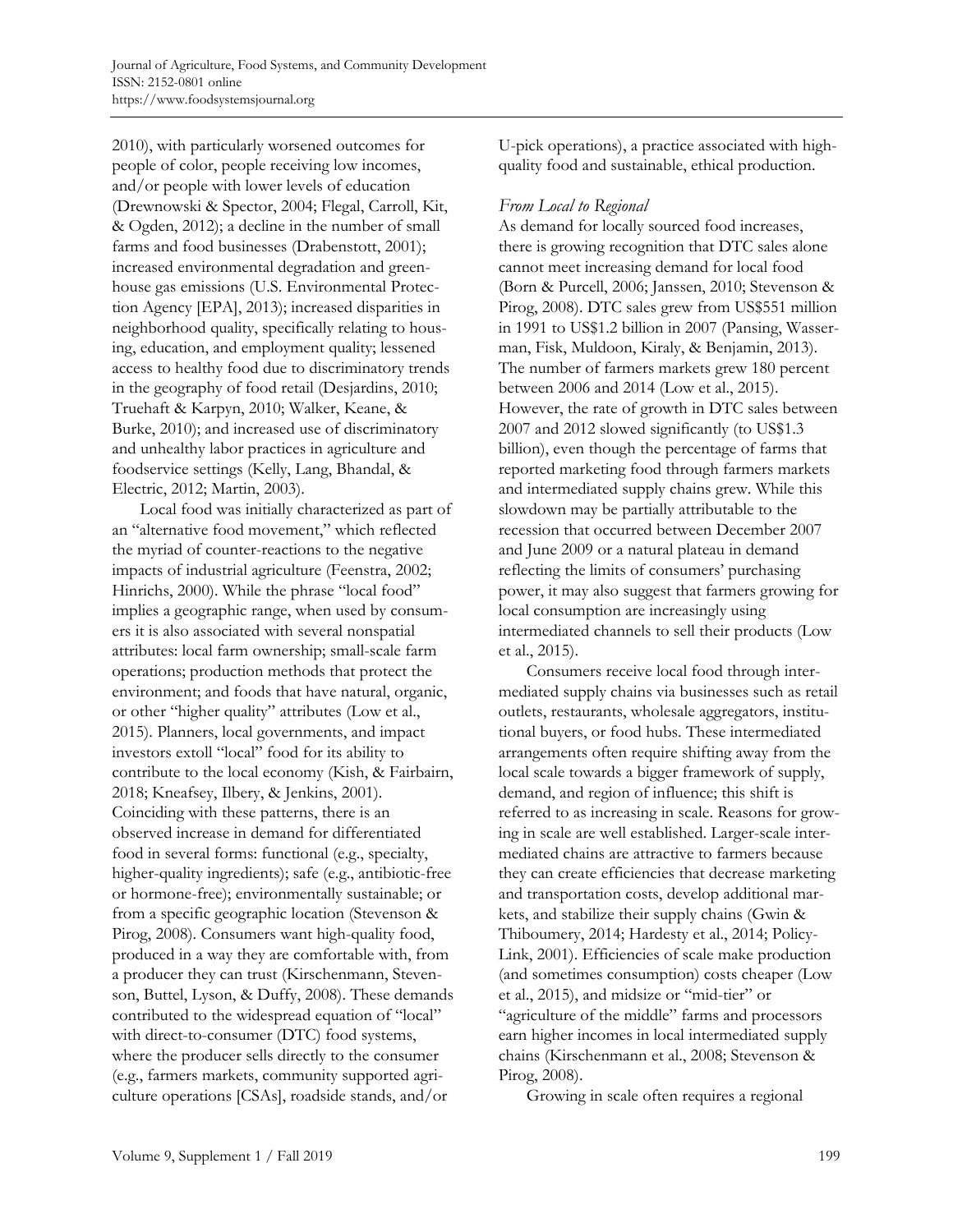2010), with particularly worsened outcomes for people of color, people receiving low incomes, and/or people with lower levels of education (Drewnowski & Spector, 2004; Flegal, Carroll, Kit, & Ogden, 2012); a decline in the number of small farms and food businesses (Drabenstott, 2001); increased environmental degradation and greenhouse gas emissions (U.S. Environmental Protection Agency [EPA], 2013); increased disparities in neighborhood quality, specifically relating to housing, education, and employment quality; lessened access to healthy food due to discriminatory trends in the geography of food retail (Desjardins, 2010; Truehaft & Karpyn, 2010; Walker, Keane, & Burke, 2010); and increased use of discriminatory and unhealthy labor practices in agriculture and foodservice settings (Kelly, Lang, Bhandal, & Electric, 2012; Martin, 2003).

Local food was initially characterized as part of an "alternative food movement," which reflected the myriad of counter-reactions to the negative impacts of industrial agriculture (Feenstra, 2002; Hinrichs, 2000). While the phrase "local food" implies a geographic range, when used by consumers it is also associated with several nonspatial attributes: local farm ownership; small-scale farm operations; production methods that protect the environment; and foods that have natural, organic, or other "higher quality" attributes (Low et al., 2015). Planners, local governments, and impact investors extoll "local" food for its ability to contribute to the local economy (Kish, & Fairbairn, 2018; Kneafsey, Ilbery, & Jenkins, 2001). Coinciding with these patterns, there is an observed increase in demand for differentiated food in several forms: functional (e.g., specialty, higher-quality ingredients); safe (e.g., antibiotic-free or hormone-free); environmentally sustainable; or from a specific geographic location (Stevenson & Pirog, 2008). Consumers want high-quality food, produced in a way they are comfortable with, from a producer they can trust (Kirschenmann, Stevenson, Buttel, Lyson, & Duffy, 2008). These demands contributed to the widespread equation of "local" with direct-to-consumer (DTC) food systems, where the producer sells directly to the consumer (e.g., farmers markets, community supported agriculture operations [CSAs], roadside stands, and/or U-pick operations), a practice associated with high-quality food and sustainable, ethical production.

### *From Local to Regional*

As demand for locally sourced food increases, there is growing recognition that DTC sales alone cannot meet increasing demand for local food (Born & Purcell, 2006; Janssen, 2010; Stevenson & Pirog, 2008). DTC sales grew from US$551 million in 1991 to US$1.2 billion in 2007 (Pansing, Wasserman, Fisk, Muldoon, Kiraly, & Benjamin, 2013). The number of farmers markets grew 180 percent between 2006 and 2014 (Low et al., 2015). However, the rate of growth in DTC sales between 2007 and 2012 slowed significantly (to US$1.3 billion), even though the percentage of farms that reported marketing food through farmers markets and intermediated supply chains grew. While this slowdown may be partially attributable to the recession that occurred between December 2007 and June 2009 or a natural plateau in demand reflecting the limits of consumers' purchasing power, it may also suggest that farmers growing for local consumption are increasingly using intermediated channels to sell their products (Low et al., 2015).

Consumers receive local food through intermediated supply chains via businesses such as retail outlets, restaurants, wholesale aggregators, institutional buyers, or food hubs. These intermediated arrangements often require shifting away from the local scale towards a bigger framework of supply, demand, and region of influence; this shift is referred to as increasing in scale. Reasons for growing in scale are well established. Larger-scale intermediated chains are attractive to farmers because they can create efficiencies that decrease marketing and transportation costs, develop additional markets, and stabilize their supply chains (Gwin & Thiboumery, 2014; Hardesty et al., 2014; PolicyLink, 2001). Efficiencies of scale make production (and sometimes consumption) costs cheaper (Low et al., 2015), and midsize or "mid-tier" or "agriculture of the middle" farms and processors earn higher incomes in local intermediated supply chains (Kirschenmann et al., 2008; Stevenson & Pirog, 2008).

Growing in scale often requires a regional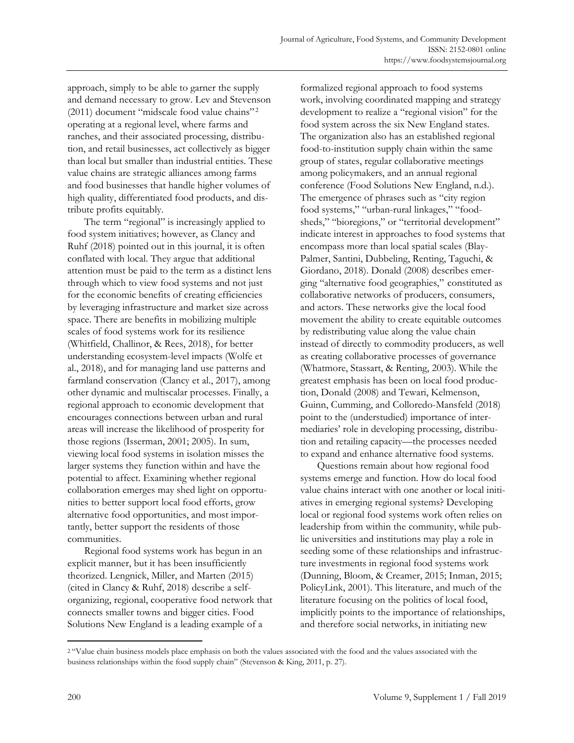approach, simply to be able to garner the supply and demand necessary to grow. Lev and Stevenson (2011) document "midscale food value chains"[2] operating at a regional level, where farms and ranches, and their associated processing, distribution, and retail businesses, act collectively as bigger than local but smaller than industrial entities. These value chains are strategic alliances among farms and food businesses that handle higher volumes of high quality, differentiated food products, and distribute profits equitably.

The term "regional" is increasingly applied to food system initiatives; however, as Clancy and Ruhf (2018) pointed out in this journal, it is often conflated with local. They argue that additional attention must be paid to the term as a distinct lens through which to view food systems and not just for the economic benefits of creating efficiencies by leveraging infrastructure and market size across space. There are benefits in mobilizing multiple scales of food systems work for its resilience (Whitfield, Challinor, & Rees, 2018), for better understanding ecosystem-level impacts (Wolfe et al., 2018), and for managing land use patterns and farmland conservation (Clancy et al., 2017), among other dynamic and multiscalar processes. Finally, a regional approach to economic development that encourages connections between urban and rural areas will increase the likelihood of prosperity for those regions (Isserman, 2001; 2005). In sum, viewing local food systems in isolation misses the larger systems they function within and have the potential to affect. Examining whether regional collaboration emerges may shed light on opportunities to better support local food efforts, grow alternative food opportunities, and most importantly, better support the residents of those communities.

Regional food systems work has begun in an explicit manner, but it has been insufficiently theorized. Lengnick, Miller, and Marten (2015) (cited in Clancy & Ruhf, 2018) describe a self-organizing, regional, cooperative food network that connects smaller towns and bigger cities. Food Solutions New England is a leading example of a formalized regional approach to food systems work, involving coordinated mapping and strategy development to realize a "regional vision" for the food system across the six New England states. The organization also has an established regional food-to-institution supply chain within the same group of states, regular collaborative meetings among policymakers, and an annual regional conference (Food Solutions New England, n.d.). The emergence of phrases such as "city region food systems," "urban-rural linkages," "foodsheds," "bioregions," or "territorial development" indicate interest in approaches to food systems that encompass more than local spatial scales (Blay-Palmer, Santini, Dubbeling, Renting, Taguchi, & Giordano, 2018). Donald (2008) describes emerging "alternative food geographies," constituted as collaborative networks of producers, consumers, and actors. These networks give the local food movement the ability to create equitable outcomes by redistributing value along the value chain instead of directly to commodity producers, as well as creating collaborative processes of governance (Whatmore, Stassart, & Renting, 2003). While the greatest emphasis has been on local food production, Donald (2008) and Tewari, Kelmenson, Guinn, Cumming, and Colloredo-Mansfeld (2018) point to the (understudied) importance of intermediaries' role in developing processing, distribution and retailing capacity—the processes needed to expand and enhance alternative food systems.

Questions remain about how regional food systems emerge and function. How do local food value chains interact with one another or local initiatives in emerging regional systems? Developing local or regional food systems work often relies on leadership from within the community, while public universities and institutions may play a role in seeding some of these relationships and infrastructure investments in regional food systems work (Dunning, Bloom, & Creamer, 2015; Inman, 2015; PolicyLink, 2001). This literature, and much of the literature focusing on the politics of local food, implicitly points to the importance of relationships, and therefore social networks, in initiating new

[2] "Value chain business models place emphasis on both the values associated with the food and the values associated with the business relationships within the food supply chain" (Stevenson & King, 2011, p. 27).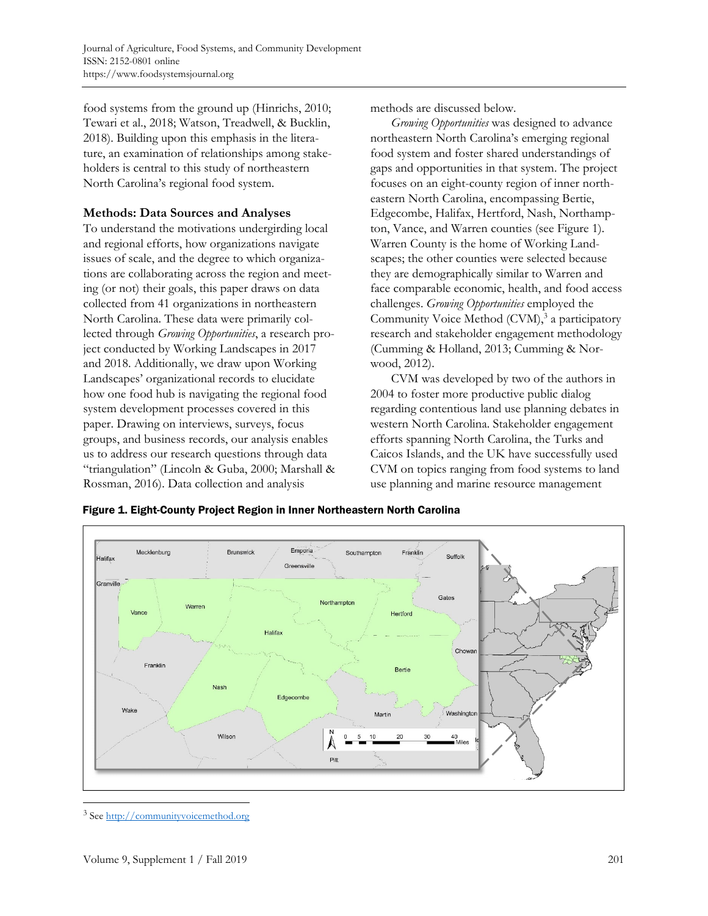food systems from the ground up (Hinrichs, 2010; Tewari et al., 2018; Watson, Treadwell, & Bucklin, 2018). Building upon this emphasis in the literature, an examination of relationships among stakeholders is central to this study of northeastern North Carolina's regional food system.

### Methods: Data Sources and Analyses

To understand the motivations undergirding local and regional efforts, how organizations navigate issues of scale, and the degree to which organizations are collaborating across the region and meeting (or not) their goals, this paper draws on data collected from 41 organizations in northeastern North Carolina. These data were primarily collected through *Growing Opportunities*, a research project conducted by Working Landscapes in 2017 and 2018. Additionally, we draw upon Working Landscapes' organizational records to elucidate how one food hub is navigating the regional food system development processes covered in this paper. Drawing on interviews, surveys, focus groups, and business records, our analysis enables us to address our research questions through data "triangulation" (Lincoln & Guba, 2000; Marshall & Rossman, 2016). Data collection and analysis methods are discussed below.

*Growing Opportunities* was designed to advance northeastern North Carolina's emerging regional food system and foster shared understandings of gaps and opportunities in that system. The project focuses on an eight-county region of inner northeastern North Carolina, encompassing Bertie, Edgecombe, Halifax, Hertford, Nash, Northampton, Vance, and Warren counties (see Figure 1). Warren County is the home of Working Landscapes; the other counties were selected because they are demographically similar to Warren and face comparable economic, health, and food access challenges. *Growing Opportunities* employed the Community Voice Method (CVM),[3] a participatory research and stakeholder engagement methodology (Cumming & Holland, 2013; Cumming & Norwood, 2012).

CVM was developed by two of the authors in 2004 to foster more productive public dialog regarding contentious land use planning debates in western North Carolina. Stakeholder engagement efforts spanning North Carolina, the Turks and Caicos Islands, and the UK have successfully used CVM on topics ranging from food systems to land use planning and marine resource management

**Figure 1. Eight-County Project Region in Inner Northeastern North Carolina**

[3] See http://communityvoicemethod.org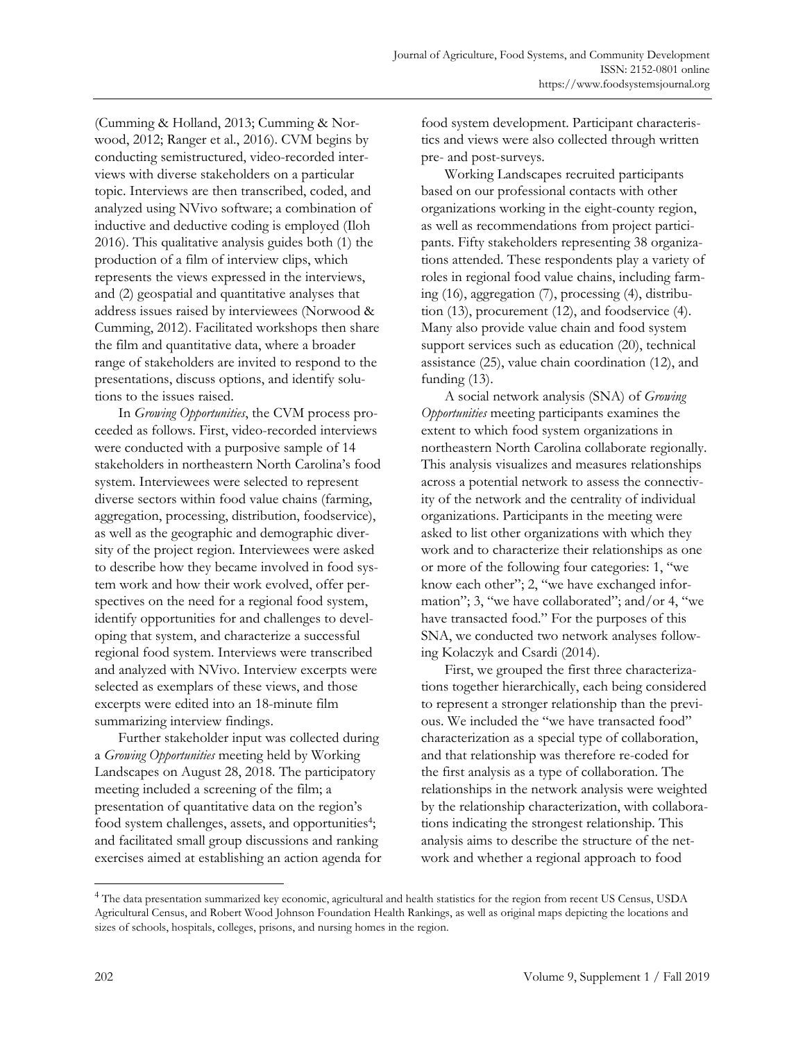(Cumming & Holland, 2013; Cumming & Norwood, 2012; Ranger et al., 2016). CVM begins by conducting semistructured, video-recorded interviews with diverse stakeholders on a particular topic. Interviews are then transcribed, coded, and analyzed using NVivo software; a combination of inductive and deductive coding is employed (Iloh 2016). This qualitative analysis guides both (1) the production of a film of interview clips, which represents the views expressed in the interviews, and (2) geospatial and quantitative analyses that address issues raised by interviewees (Norwood & Cumming, 2012). Facilitated workshops then share the film and quantitative data, where a broader range of stakeholders are invited to respond to the presentations, discuss options, and identify solutions to the issues raised.

In *Growing Opportunities*, the CVM process proceeded as follows. First, video-recorded interviews were conducted with a purposive sample of 14 stakeholders in northeastern North Carolina's food system. Interviewees were selected to represent diverse sectors within food value chains (farming, aggregation, processing, distribution, foodservice), as well as the geographic and demographic diversity of the project region. Interviewees were asked to describe how they became involved in food system work and how their work evolved, offer perspectives on the need for a regional food system, identify opportunities for and challenges to developing that system, and characterize a successful regional food system. Interviews were transcribed and analyzed with NVivo. Interview excerpts were selected as exemplars of these views, and those excerpts were edited into an 18-minute film summarizing interview findings.

Further stakeholder input was collected during a *Growing Opportunities* meeting held by Working Landscapes on August 28, 2018. The participatory meeting included a screening of the film; a presentation of quantitative data on the region's food system challenges, assets, and opportunities[4]; and facilitated small group discussions and ranking exercises aimed at establishing an action agenda for food system development. Participant characteristics and views were also collected through written pre- and post-surveys.

Working Landscapes recruited participants based on our professional contacts with other organizations working in the eight-county region, as well as recommendations from project participants. Fifty stakeholders representing 38 organizations attended. These respondents play a variety of roles in regional food value chains, including farming (16), aggregation (7), processing (4), distribution (13), procurement (12), and foodservice (4). Many also provide value chain and food system support services such as education (20), technical assistance (25), value chain coordination (12), and funding (13).

A social network analysis (SNA) of *Growing Opportunities* meeting participants examines the extent to which food system organizations in northeastern North Carolina collaborate regionally. This analysis visualizes and measures relationships across a potential network to assess the connectivity of the network and the centrality of individual organizations. Participants in the meeting were asked to list other organizations with which they work and to characterize their relationships as one or more of the following four categories: 1, "we know each other"; 2, "we have exchanged information"; 3, "we have collaborated"; and/or 4, "we have transacted food." For the purposes of this SNA, we conducted two network analyses following Kolaczyk and Csardi (2014).

First, we grouped the first three characterizations together hierarchically, each being considered to represent a stronger relationship than the previous. We included the "we have transacted food" characterization as a special type of collaboration, and that relationship was therefore re-coded for the first analysis as a type of collaboration. The relationships in the network analysis were weighted by the relationship characterization, with collaborations indicating the strongest relationship. This analysis aims to describe the structure of the network and whether a regional approach to food

---

[4] The data presentation summarized key economic, agricultural and health statistics for the region from recent US Census, USDA Agricultural Census, and Robert Wood Johnson Foundation Health Rankings, as well as original maps depicting the locations and sizes of schools, hospitals, colleges, prisons, and nursing homes in the region.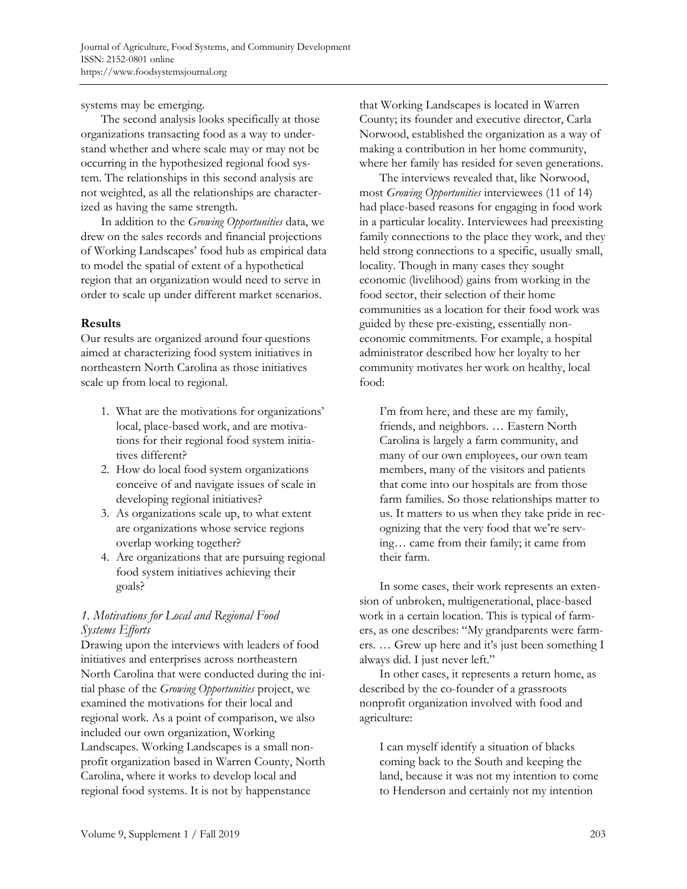systems may be emerging.

The second analysis looks specifically at those organizations transacting food as a way to understand whether and where scale may or may not be occurring in the hypothesized regional food system. The relationships in this second analysis are not weighted, as all the relationships are characterized as having the same strength.

In addition to the *Growing Opportunities* data, we drew on the sales records and financial projections of Working Landscapes' food hub as empirical data to model the spatial of extent of a hypothetical region that an organization would need to serve in order to scale up under different market scenarios.

## Results

Our results are organized around four questions aimed at characterizing food system initiatives in northeastern North Carolina as those initiatives scale up from local to regional.

1. What are the motivations for organizations' local, place-based work, and are motivations for their regional food system initiatives different?
2. How do local food system organizations conceive of and navigate issues of scale in developing regional initiatives?
3. As organizations scale up, to what extent are organizations whose service regions overlap working together?
4. Are organizations that are pursuing regional food system initiatives achieving their goals?

### *1. Motivations for Local and Regional Food Systems Efforts*

Drawing upon the interviews with leaders of food initiatives and enterprises across northeastern North Carolina that were conducted during the initial phase of the *Growing Opportunities* project, we examined the motivations for their local and regional work. As a point of comparison, we also included our own organization, Working Landscapes. Working Landscapes is a small nonprofit organization based in Warren County, North Carolina, where it works to develop local and regional food systems. It is not by happenstance that Working Landscapes is located in Warren County; its founder and executive director, Carla Norwood, established the organization as a way of making a contribution in her home community, where her family has resided for seven generations.

The interviews revealed that, like Norwood, most *Growing Opportunities* interviewees (11 of 14) had place-based reasons for engaging in food work in a particular locality. Interviewees had preexisting family connections to the place they work, and they held strong connections to a specific, usually small, locality. Though in many cases they sought economic (livelihood) gains from working in the food sector, their selection of their home communities as a location for their food work was guided by these pre-existing, essentially non-economic commitments. For example, a hospital administrator described how her loyalty to her community motivates her work on healthy, local food:

> I'm from here, and these are my family, friends, and neighbors. … Eastern North Carolina is largely a farm community, and many of our own employees, our own team members, many of the visitors and patients that come into our hospitals are from those farm families. So those relationships matter to us. It matters to us when they take pride in recognizing that the very food that we're serving… came from their family; it came from their farm.

In some cases, their work represents an extension of unbroken, multigenerational, place-based work in a certain location. This is typical of farmers, as one describes: "My grandparents were farmers. … Grew up here and it's just been something I always did. I just never left."

In other cases, it represents a return home, as described by the co-founder of a grassroots nonprofit organization involved with food and agriculture:

> I can myself identify a situation of blacks coming back to the South and keeping the land, because it was not my intention to come to Henderson and certainly not my intention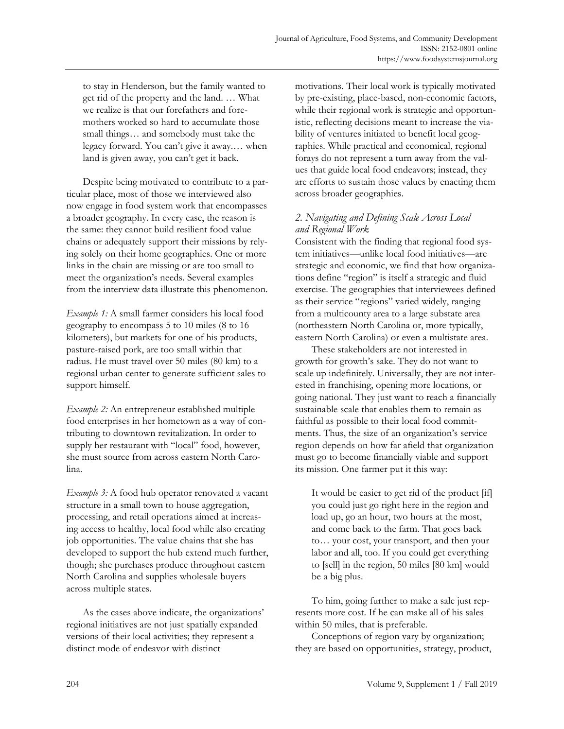> to stay in Henderson, but the family wanted to get rid of the property and the land. … What we realize is that our forefathers and foremothers worked so hard to accumulate those small things… and somebody must take the legacy forward. You can't give it away.… when land is given away, you can't get it back.

Despite being motivated to contribute to a particular place, most of those we interviewed also now engage in food system work that encompasses a broader geography. In every case, the reason is the same: they cannot build resilient food value chains or adequately support their missions by relying solely on their home geographies. One or more links in the chain are missing or are too small to meet the organization's needs. Several examples from the interview data illustrate this phenomenon.

*Example 1:* A small farmer considers his local food geography to encompass 5 to 10 miles (8 to 16 kilometers), but markets for one of his products, pasture-raised pork, are too small within that radius. He must travel over 50 miles (80 km) to a regional urban center to generate sufficient sales to support himself.

*Example 2:* An entrepreneur established multiple food enterprises in her hometown as a way of contributing to downtown revitalization. In order to supply her restaurant with "local" food, however, she must source from across eastern North Carolina.

*Example 3:* A food hub operator renovated a vacant structure in a small town to house aggregation, processing, and retail operations aimed at increasing access to healthy, local food while also creating job opportunities. The value chains that she has developed to support the hub extend much further, though; she purchases produce throughout eastern North Carolina and supplies wholesale buyers across multiple states.

As the cases above indicate, the organizations' regional initiatives are not just spatially expanded versions of their local activities; they represent a distinct mode of endeavor with distinct motivations. Their local work is typically motivated by pre-existing, place-based, non-economic factors, while their regional work is strategic and opportunistic, reflecting decisions meant to increase the viability of ventures initiated to benefit local geographies. While practical and economical, regional forays do not represent a turn away from the values that guide local food endeavors; instead, they are efforts to sustain those values by enacting them across broader geographies.

### *2. Navigating and Defining Scale Across Local and Regional Work*

Consistent with the finding that regional food system initiatives—unlike local food initiatives—are strategic and economic, we find that how organizations define "region" is itself a strategic and fluid exercise. The geographies that interviewees defined as their service "regions" varied widely, ranging from a multicounty area to a large substate area (northeastern North Carolina or, more typically, eastern North Carolina) or even a multistate area.

These stakeholders are not interested in growth for growth's sake. They do not want to scale up indefinitely. Universally, they are not interested in franchising, opening more locations, or going national. They just want to reach a financially sustainable scale that enables them to remain as faithful as possible to their local food commitments. Thus, the size of an organization's service region depends on how far afield that organization must go to become financially viable and support its mission. One farmer put it this way:

> It would be easier to get rid of the product [if] you could just go right here in the region and load up, go an hour, two hours at the most, and come back to the farm. That goes back to… your cost, your transport, and then your labor and all, too. If you could get everything to [sell] in the region, 50 miles [80 km] would be a big plus.

To him, going further to make a sale just represents more cost. If he can make all of his sales within 50 miles, that is preferable.

Conceptions of region vary by organization; they are based on opportunities, strategy, product,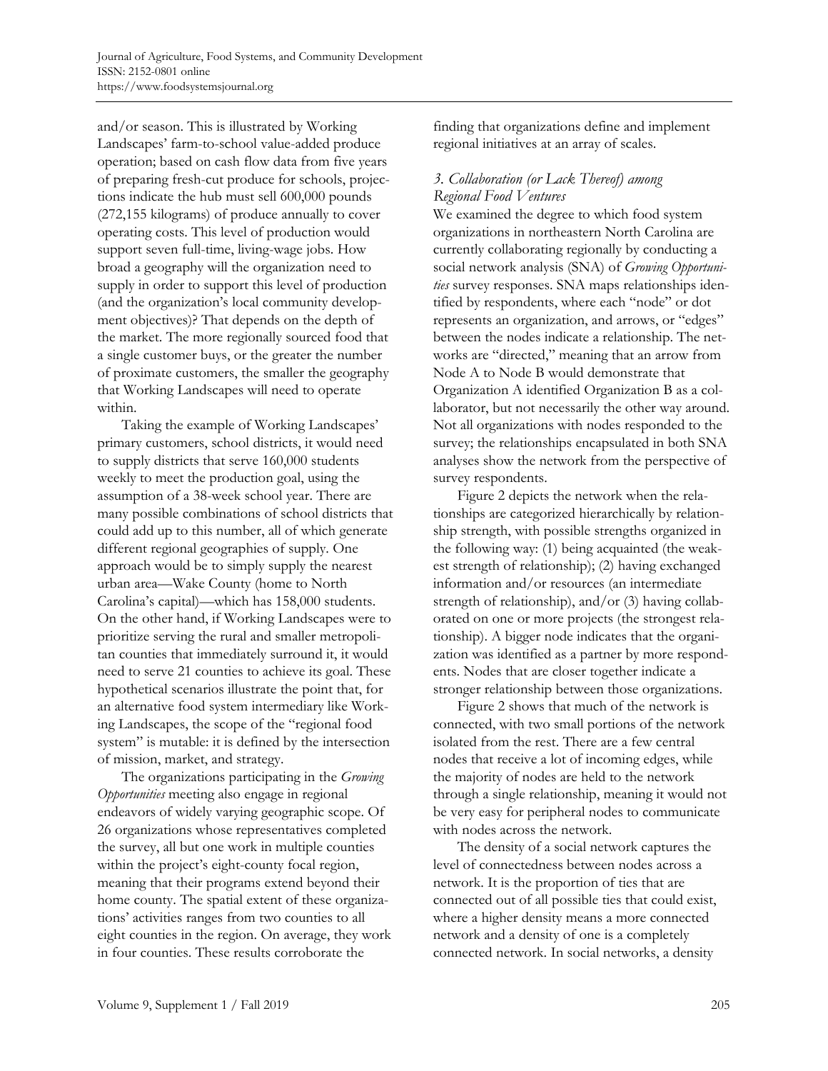and/or season. This is illustrated by Working Landscapes' farm-to-school value-added produce operation; based on cash flow data from five years of preparing fresh-cut produce for schools, projections indicate the hub must sell 600,000 pounds (272,155 kilograms) of produce annually to cover operating costs. This level of production would support seven full-time, living-wage jobs. How broad a geography will the organization need to supply in order to support this level of production (and the organization's local community development objectives)? That depends on the depth of the market. The more regionally sourced food that a single customer buys, or the greater the number of proximate customers, the smaller the geography that Working Landscapes will need to operate within.

Taking the example of Working Landscapes' primary customers, school districts, it would need to supply districts that serve 160,000 students weekly to meet the production goal, using the assumption of a 38-week school year. There are many possible combinations of school districts that could add up to this number, all of which generate different regional geographies of supply. One approach would be to simply supply the nearest urban area—Wake County (home to North Carolina's capital)—which has 158,000 students. On the other hand, if Working Landscapes were to prioritize serving the rural and smaller metropolitan counties that immediately surround it, it would need to serve 21 counties to achieve its goal. These hypothetical scenarios illustrate the point that, for an alternative food system intermediary like Working Landscapes, the scope of the "regional food system" is mutable: it is defined by the intersection of mission, market, and strategy.

The organizations participating in the *Growing Opportunities* meeting also engage in regional endeavors of widely varying geographic scope. Of 26 organizations whose representatives completed the survey, all but one work in multiple counties within the project's eight-county focal region, meaning that their programs extend beyond their home county. The spatial extent of these organizations' activities ranges from two counties to all eight counties in the region. On average, they work in four counties. These results corroborate the finding that organizations define and implement regional initiatives at an array of scales.

### *3. Collaboration (or Lack Thereof) among Regional Food Ventures*

We examined the degree to which food system organizations in northeastern North Carolina are currently collaborating regionally by conducting a social network analysis (SNA) of *Growing Opportunities* survey responses. SNA maps relationships identified by respondents, where each "node" or dot represents an organization, and arrows, or "edges" between the nodes indicate a relationship. The networks are "directed," meaning that an arrow from Node A to Node B would demonstrate that Organization A identified Organization B as a collaborator, but not necessarily the other way around. Not all organizations with nodes responded to the survey; the relationships encapsulated in both SNA analyses show the network from the perspective of survey respondents.

Figure 2 depicts the network when the relationships are categorized hierarchically by relationship strength, with possible strengths organized in the following way: (1) being acquainted (the weakest strength of relationship); (2) having exchanged information and/or resources (an intermediate strength of relationship), and/or (3) having collaborated on one or more projects (the strongest relationship). A bigger node indicates that the organization was identified as a partner by more respondents. Nodes that are closer together indicate a stronger relationship between those organizations.

Figure 2 shows that much of the network is connected, with two small portions of the network isolated from the rest. There are a few central nodes that receive a lot of incoming edges, while the majority of nodes are held to the network through a single relationship, meaning it would not be very easy for peripheral nodes to communicate with nodes across the network.

The density of a social network captures the level of connectedness between nodes across a network. It is the proportion of ties that are connected out of all possible ties that could exist, where a higher density means a more connected network and a density of one is a completely connected network. In social networks, a density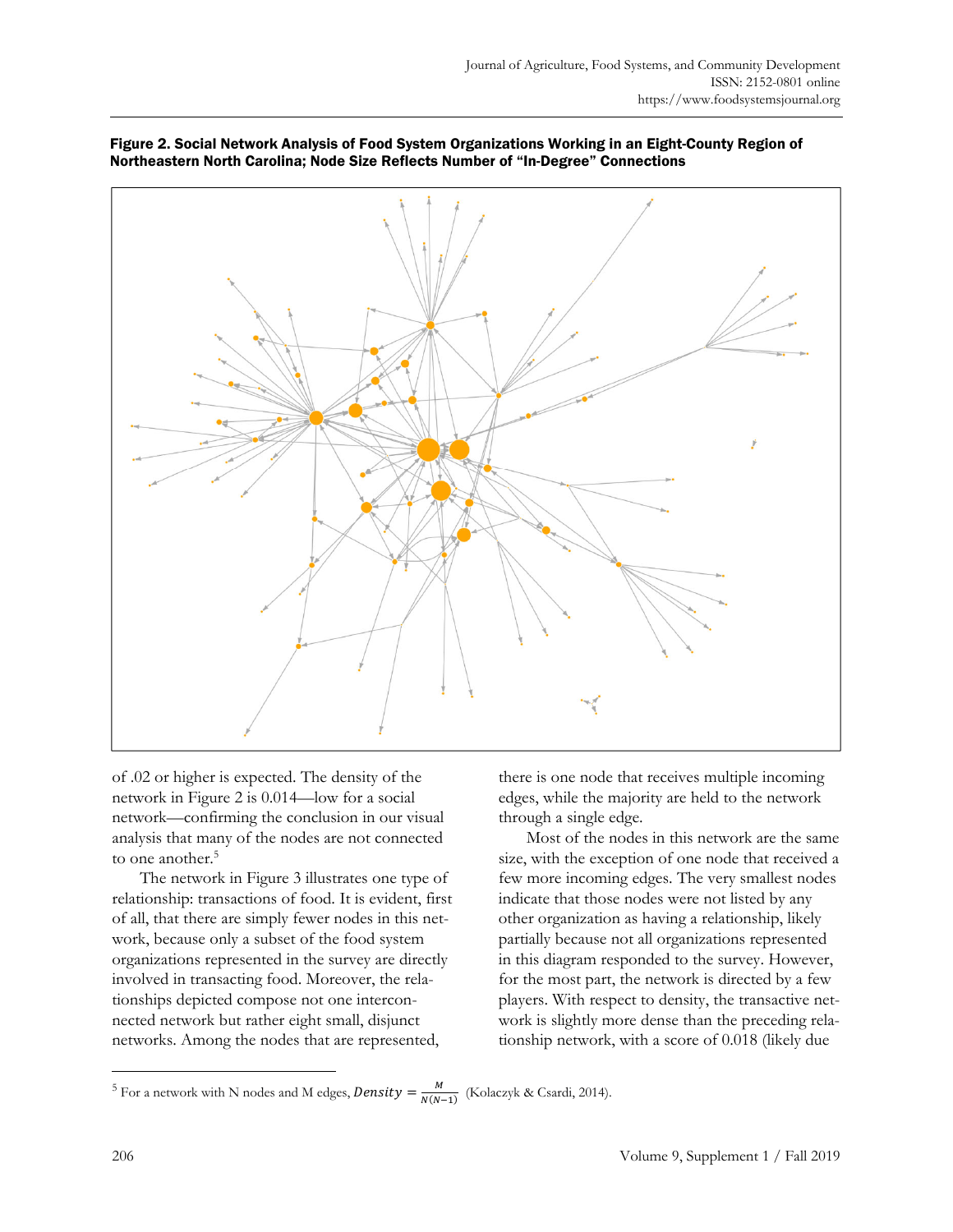**Figure 2. Social Network Analysis of Food System Organizations Working in an Eight-County Region of Northeastern North Carolina; Node Size Reflects Number of "In-Degree" Connections**

of .02 or higher is expected. The density of the network in Figure 2 is 0.014—low for a social network—confirming the conclusion in our visual analysis that many of the nodes are not connected to one another.[5]

The network in Figure 3 illustrates one type of relationship: transactions of food. It is evident, first of all, that there are simply fewer nodes in this network, because only a subset of the food system organizations represented in the survey are directly involved in transacting food. Moreover, the relationships depicted compose not one interconnected network but rather eight small, disjunct networks. Among the nodes that are represented, there is one node that receives multiple incoming edges, while the majority are held to the network through a single edge.

Most of the nodes in this network are the same size, with the exception of one node that received a few more incoming edges. The very smallest nodes indicate that those nodes were not listed by any other organization as having a relationship, likely partially because not all organizations represented in this diagram responded to the survey. However, for the most part, the network is directed by a few players. With respect to density, the transactive network is slightly more dense than the preceding relationship network, with a score of 0.018 (likely due

---

[5] For a network with N nodes and M edges, $Density = \frac{M}{N(N-1)}$ (Kolaczyk & Csardi, 2014).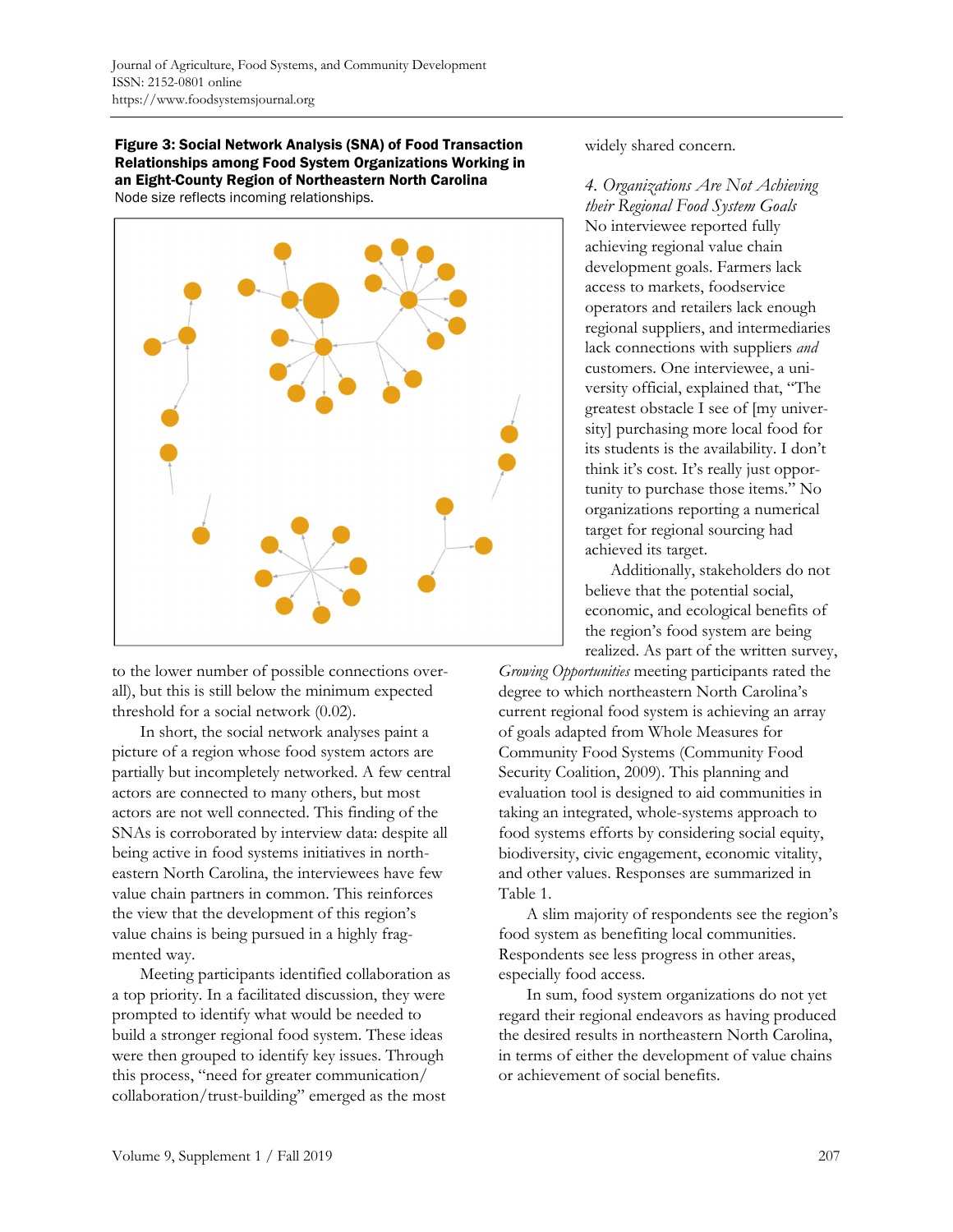**Figure 3: Social Network Analysis (SNA) of Food Transaction Relationships among Food System Organizations Working in an Eight-County Region of Northeastern North Carolina**
Node size reflects incoming relationships.

to the lower number of possible connections overall), but this is still below the minimum expected threshold for a social network (0.02).

In short, the social network analyses paint a picture of a region whose food system actors are partially but incompletely networked. A few central actors are connected to many others, but most actors are not well connected. This finding of the SNAs is corroborated by interview data: despite all being active in food systems initiatives in northeastern North Carolina, the interviewees have few value chain partners in common. This reinforces the view that the development of this region's value chains is being pursued in a highly fragmented way.

Meeting participants identified collaboration as a top priority. In a facilitated discussion, they were prompted to identify what would be needed to build a stronger regional food system. These ideas were then grouped to identify key issues. Through this process, "need for greater communication/collaboration/trust-building" emerged as the most widely shared concern.

### *4. Organizations Are Not Achieving their Regional Food System Goals*

No interviewee reported fully achieving regional value chain development goals. Farmers lack access to markets, foodservice operators and retailers lack enough regional suppliers, and intermediaries lack connections with suppliers *and* customers. One interviewee, a university official, explained that, "The greatest obstacle I see of [my university] purchasing more local food for its students is the availability. I don't think it's cost. It's really just opportunity to purchase those items." No organizations reporting a numerical target for regional sourcing had achieved its target.

Additionally, stakeholders do not believe that the potential social, economic, and ecological benefits of the region's food system are being realized. As part of the written survey, *Growing Opportunities* meeting participants rated the degree to which northeastern North Carolina's current regional food system is achieving an array of goals adapted from Whole Measures for Community Food Systems (Community Food Security Coalition, 2009). This planning and evaluation tool is designed to aid communities in taking an integrated, whole-systems approach to food systems efforts by considering social equity, biodiversity, civic engagement, economic vitality, and other values. Responses are summarized in Table 1.

A slim majority of respondents see the region's food system as benefiting local communities. Respondents see less progress in other areas, especially food access.

In sum, food system organizations do not yet regard their regional endeavors as having produced the desired results in northeastern North Carolina, in terms of either the development of value chains or achievement of social benefits.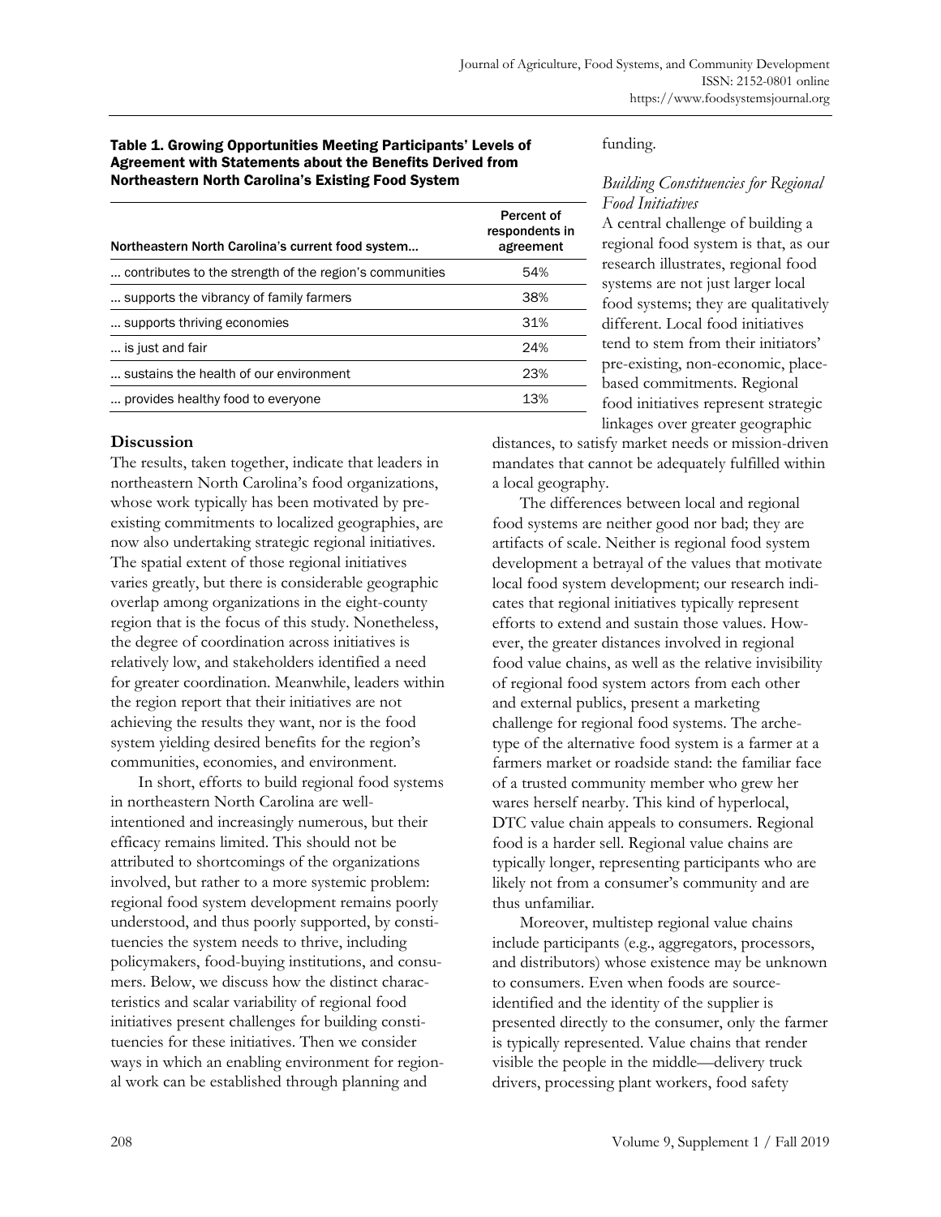**Table 1. Growing Opportunities Meeting Participants' Levels of Agreement with Statements about the Benefits Derived from Northeastern North Carolina's Existing Food System**

| Northeastern North Carolina's current food system… | Percent of respondents in agreement |
|---|---|
| … contributes to the strength of the region's communities | 54% |
| … supports the vibrancy of family farmers | 38% |
| … supports thriving economies | 31% |
| … is just and fair | 24% |
| … sustains the health of our environment | 23% |
| … provides healthy food to everyone | 13% |

## Discussion

The results, taken together, indicate that leaders in northeastern North Carolina's food organizations, whose work typically has been motivated by pre-existing commitments to localized geographies, are now also undertaking strategic regional initiatives. The spatial extent of those regional initiatives varies greatly, but there is considerable geographic overlap among organizations in the eight-county region that is the focus of this study. Nonetheless, the degree of coordination across initiatives is relatively low, and stakeholders identified a need for greater coordination. Meanwhile, leaders within the region report that their initiatives are not achieving the results they want, nor is the food system yielding desired benefits for the region's communities, economies, and environment.

In short, efforts to build regional food systems in northeastern North Carolina are well-intentioned and increasingly numerous, but their efficacy remains limited. This should not be attributed to shortcomings of the organizations involved, but rather to a more systemic problem: regional food system development remains poorly understood, and thus poorly supported, by constituencies the system needs to thrive, including policymakers, food-buying institutions, and consumers. Below, we discuss how the distinct characteristics and scalar variability of regional food initiatives present challenges for building constituencies for these initiatives. Then we consider ways in which an enabling environment for regional work can be established through planning and funding.

### *Building Constituencies for Regional Food Initiatives*

A central challenge of building a regional food system is that, as our research illustrates, regional food systems are not just larger local food systems; they are qualitatively different. Local food initiatives tend to stem from their initiators' pre-existing, non-economic, place-based commitments. Regional food initiatives represent strategic linkages over greater geographic distances, to satisfy market needs or mission-driven mandates that cannot be adequately fulfilled within a local geography.

The differences between local and regional food systems are neither good nor bad; they are artifacts of scale. Neither is regional food system development a betrayal of the values that motivate local food system development; our research indicates that regional initiatives typically represent efforts to extend and sustain those values. However, the greater distances involved in regional food value chains, as well as the relative invisibility of regional food system actors from each other and external publics, present a marketing challenge for regional food systems. The archetype of the alternative food system is a farmer at a farmers market or roadside stand: the familiar face of a trusted community member who grew her wares herself nearby. This kind of hyperlocal, DTC value chain appeals to consumers. Regional food is a harder sell. Regional value chains are typically longer, representing participants who are likely not from a consumer's community and are thus unfamiliar.

Moreover, multistep regional value chains include participants (e.g., aggregators, processors, and distributors) whose existence may be unknown to consumers. Even when foods are source-identified and the identity of the supplier is presented directly to the consumer, only the farmer is typically represented. Value chains that render visible the people in the middle—delivery truck drivers, processing plant workers, food safety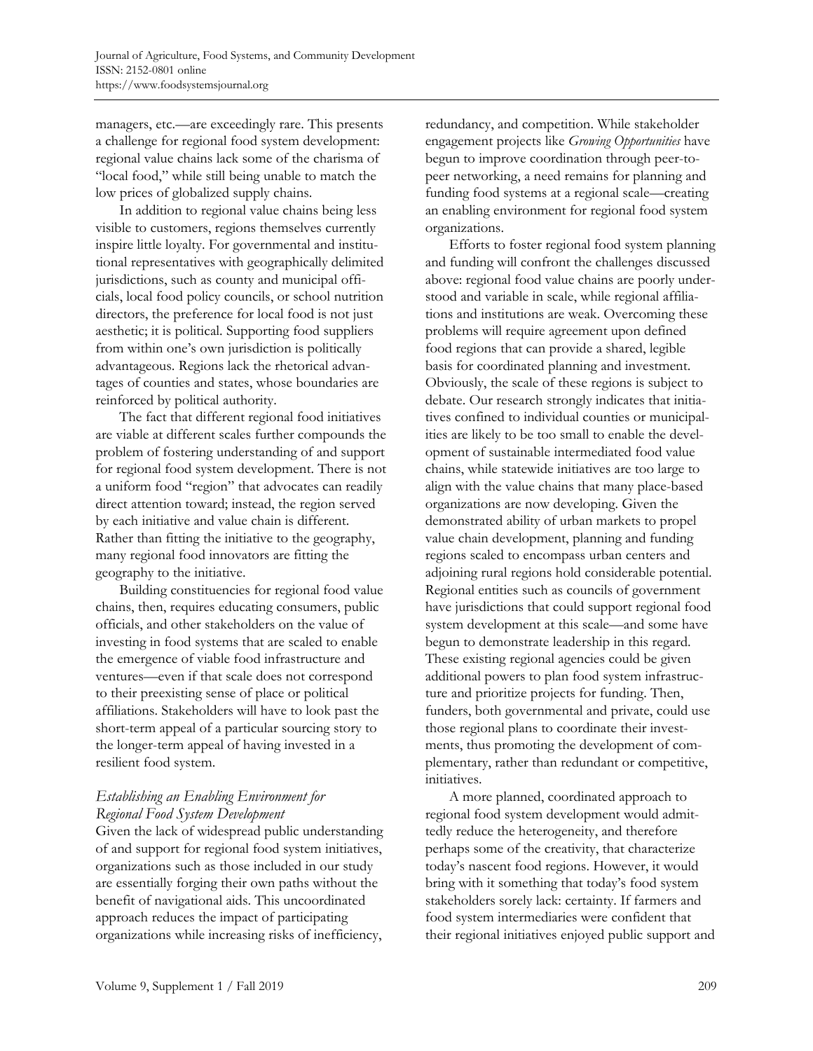managers, etc.—are exceedingly rare. This presents a challenge for regional food system development: regional value chains lack some of the charisma of "local food," while still being unable to match the low prices of globalized supply chains.

In addition to regional value chains being less visible to customers, regions themselves currently inspire little loyalty. For governmental and institutional representatives with geographically delimited jurisdictions, such as county and municipal officials, local food policy councils, or school nutrition directors, the preference for local food is not just aesthetic; it is political. Supporting food suppliers from within one's own jurisdiction is politically advantageous. Regions lack the rhetorical advantages of counties and states, whose boundaries are reinforced by political authority.

The fact that different regional food initiatives are viable at different scales further compounds the problem of fostering understanding of and support for regional food system development. There is not a uniform food "region" that advocates can readily direct attention toward; instead, the region served by each initiative and value chain is different. Rather than fitting the initiative to the geography, many regional food innovators are fitting the geography to the initiative.

Building constituencies for regional food value chains, then, requires educating consumers, public officials, and other stakeholders on the value of investing in food systems that are scaled to enable the emergence of viable food infrastructure and ventures—even if that scale does not correspond to their preexisting sense of place or political affiliations. Stakeholders will have to look past the short-term appeal of a particular sourcing story to the longer-term appeal of having invested in a resilient food system.

### *Establishing an Enabling Environment for Regional Food System Development*

Given the lack of widespread public understanding of and support for regional food system initiatives, organizations such as those included in our study are essentially forging their own paths without the benefit of navigational aids. This uncoordinated approach reduces the impact of participating organizations while increasing risks of inefficiency, redundancy, and competition. While stakeholder engagement projects like *Growing Opportunities* have begun to improve coordination through peer-to-peer networking, a need remains for planning and funding food systems at a regional scale—creating an enabling environment for regional food system organizations.

Efforts to foster regional food system planning and funding will confront the challenges discussed above: regional food value chains are poorly understood and variable in scale, while regional affiliations and institutions are weak. Overcoming these problems will require agreement upon defined food regions that can provide a shared, legible basis for coordinated planning and investment. Obviously, the scale of these regions is subject to debate. Our research strongly indicates that initiatives confined to individual counties or municipalities are likely to be too small to enable the development of sustainable intermediated food value chains, while statewide initiatives are too large to align with the value chains that many place-based organizations are now developing. Given the demonstrated ability of urban markets to propel value chain development, planning and funding regions scaled to encompass urban centers and adjoining rural regions hold considerable potential. Regional entities such as councils of government have jurisdictions that could support regional food system development at this scale—and some have begun to demonstrate leadership in this regard. These existing regional agencies could be given additional powers to plan food system infrastructure and prioritize projects for funding. Then, funders, both governmental and private, could use those regional plans to coordinate their investments, thus promoting the development of complementary, rather than redundant or competitive, initiatives.

A more planned, coordinated approach to regional food system development would admittedly reduce the heterogeneity, and therefore perhaps some of the creativity, that characterize today's nascent food regions. However, it would bring with it something that today's food system stakeholders sorely lack: certainty. If farmers and food system intermediaries were confident that their regional initiatives enjoyed public support and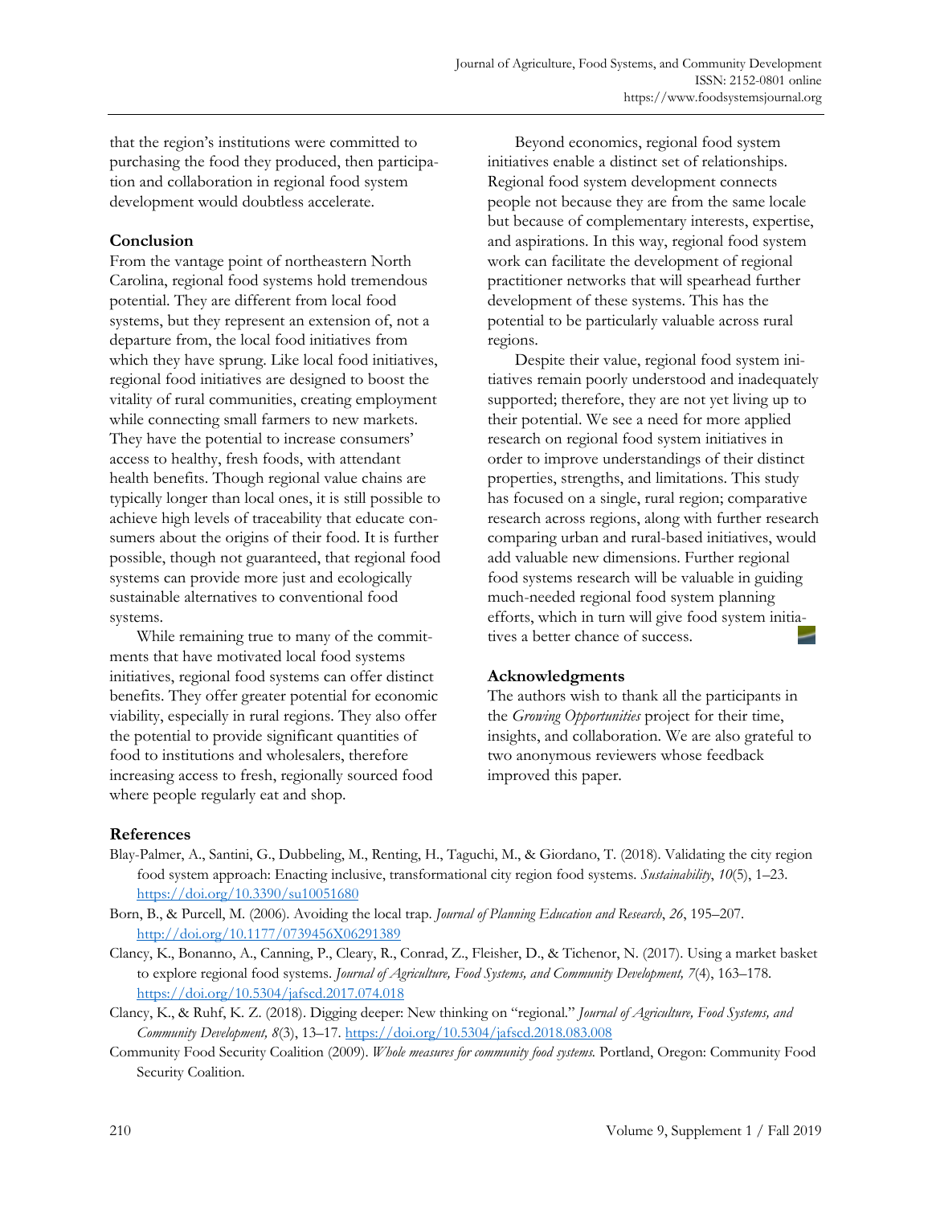that the region's institutions were committed to purchasing the food they produced, then participation and collaboration in regional food system development would doubtless accelerate.

## Conclusion

From the vantage point of northeastern North Carolina, regional food systems hold tremendous potential. They are different from local food systems, but they represent an extension of, not a departure from, the local food initiatives from which they have sprung. Like local food initiatives, regional food initiatives are designed to boost the vitality of rural communities, creating employment while connecting small farmers to new markets. They have the potential to increase consumers' access to healthy, fresh foods, with attendant health benefits. Though regional value chains are typically longer than local ones, it is still possible to achieve high levels of traceability that educate consumers about the origins of their food. It is further possible, though not guaranteed, that regional food systems can provide more just and ecologically sustainable alternatives to conventional food systems.

While remaining true to many of the commitments that have motivated local food systems initiatives, regional food systems can offer distinct benefits. They offer greater potential for economic viability, especially in rural regions. They also offer the potential to provide significant quantities of food to institutions and wholesalers, therefore increasing access to fresh, regionally sourced food where people regularly eat and shop.

Beyond economics, regional food system initiatives enable a distinct set of relationships. Regional food system development connects people not because they are from the same locale but because of complementary interests, expertise, and aspirations. In this way, regional food system work can facilitate the development of regional practitioner networks that will spearhead further development of these systems. This has the potential to be particularly valuable across rural regions.

Despite their value, regional food system initiatives remain poorly understood and inadequately supported; therefore, they are not yet living up to their potential. We see a need for more applied research on regional food system initiatives in order to improve understandings of their distinct properties, strengths, and limitations. This study has focused on a single, rural region; comparative research across regions, along with further research comparing urban and rural-based initiatives, would add valuable new dimensions. Further regional food systems research will be valuable in guiding much-needed regional food system planning efforts, which in turn will give food system initiatives a better chance of success.

## Acknowledgments

The authors wish to thank all the participants in the *Growing Opportunities* project for their time, insights, and collaboration. We are also grateful to two anonymous reviewers whose feedback improved this paper.

## References

Blay-Palmer, A., Santini, G., Dubbeling, M., Renting, H., Taguchi, M., & Giordano, T. (2018). Validating the city region food system approach: Enacting inclusive, transformational city region food systems. *Sustainability*, *10*(5), 1–23. https://doi.org/10.3390/su10051680

Born, B., & Purcell, M. (2006). Avoiding the local trap. *Journal of Planning Education and Research*, *26*, 195–207. http://doi.org/10.1177/0739456X06291389

Clancy, K., Bonanno, A., Canning, P., Cleary, R., Conrad, Z., Fleisher, D., & Tichenor, N. (2017). Using a market basket to explore regional food systems. *Journal of Agriculture, Food Systems, and Community Development, 7*(4), 163–178. https://doi.org/10.5304/jafscd.2017.074.018

Clancy, K., & Ruhf, K. Z. (2018). Digging deeper: New thinking on "regional." *Journal of Agriculture, Food Systems, and Community Development, 8*(3), 13–17. https://doi.org/10.5304/jafscd.2018.083.008

Community Food Security Coalition (2009). *Whole measures for community food systems.* Portland, Oregon: Community Food Security Coalition.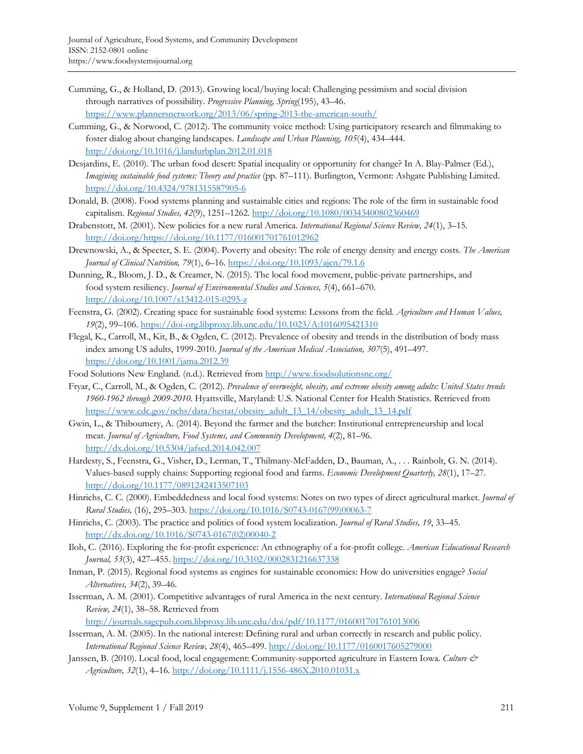Cumming, G., & Holland, D. (2013). Growing local/buying local: Challenging pessimism and social division through narratives of possibility. *Progressive Planning, Spring*(195), 43–46. https://www.plannersnetwork.org/2013/06/spring-2013-the-american-south/

Cumming, G., & Norwood, C. (2012). The community voice method: Using participatory research and filmmaking to foster dialog about changing landscapes. *Landscape and Urban Planning, 105*(4), 434–444. http://doi.org/10.1016/j.landurbplan.2012.01.018

Desjardins, E. (2010). The urban food desert: Spatial inequality or opportunity for change? In A. Blay-Palmer (Ed.), *Imagining sustainable food systems: Theory and practice* (pp. 87–111). Burlington, Vermont: Ashgate Publishing Limited. https://doi.org/10.4324/9781315587905-6

Donald, B. (2008). Food systems planning and sustainable cities and regions: The role of the firm in sustainable food capitalism. *Regional Studies, 42*(9), 1251–1262. http://doi.org/10.1080/00343400802360469

Drabenstott, M. (2001). New policies for a new rural America. *International Regional Science Review, 24*(1), 3–15. http://doi.org/https://doi.org/10.1177/016001701761012962

Drewnowski, A., & Specter, S. E. (2004). Poverty and obesity: The role of energy density and energy costs. *The American Journal of Clinical Nutrition, 79*(1), 6–16. https://doi.org/10.1093/ajcn/79.1.6

Dunning, R., Bloom, J. D., & Creamer, N. (2015). The local food movement, public-private partnerships, and food system resiliency. *Journal of Environmental Studies and Sciences, 5*(4), 661–670. http://doi.org/10.1007/s13412-015-0295-z

Feenstra, G. (2002). Creating space for sustainable food systems: Lessons from the field. *Agriculture and Human Values, 19*(2), 99–106. https://doi-org.libproxy.lib.unc.edu/10.1023/A:1016095421310

Flegal, K., Carroll, M., Kit, B., & Ogden, C. (2012). Prevalence of obesity and trends in the distribution of body mass index among US adults, 1999-2010. *Journal of the American Medical Association, 307*(5), 491–497. https://doi.org/10.1001/jama.2012.39

Food Solutions New England. (n.d.). Retrieved from http://www.foodsolutionsne.org/

Fryar, C., Carroll, M., & Ogden, C. (2012). *Prevalence of overweight, obesity, and extreme obesity among adults: United States trends 1960-1962 through 2009-2010.* Hyattsville, Maryland: U.S. National Center for Health Statistics. Retrieved from https://www.cdc.gov/nchs/data/hestat/obesity_adult_13_14/obesity_adult_13_14.pdf

Gwin, L., & Thiboumery, A. (2014). Beyond the farmer and the butcher: Institutional entrepreneurship and local meat. *Journal of Agriculture, Food Systems, and Community Development, 4*(2), 81–96. http://dx.doi.org/10.5304/jafscd.2014.042.007

Hardesty, S., Feenstra, G., Visher, D., Lerman, T., Thilmany-McFadden, D., Bauman, A., . . . Rainbolt, G. N. (2014). Values-based supply chains: Supporting regional food and farms. *Economic Development Quarterly, 28*(1), 17–27. http://doi.org/10.1177/0891242413507103

Hinrichs, C. C. (2000). Embeddedness and local food systems: Notes on two types of direct agricultural market. *Journal of Rural Studies,* (16), 295–303. https://doi.org/10.1016/S0743-0167(99)00063-7

Hinrichs, C. (2003). The practice and politics of food system localization. *Journal of Rural Studies, 19*, 33–45. http://dx.doi.org/10.1016/S0743-0167(02)00040-2

Iloh, C. (2016). Exploring the for-profit experience: An ethnography of a for-profit college. *American Educational Research Journal, 53*(3), 427–455. https://doi.org/10.3102/0002831216637338

Inman, P. (2015). Regional food systems as engines for sustainable economies: How do universities engage? *Social Alternatives, 34*(2), 39–46.

Isserman, A. M. (2001). Competitive advantages of rural America in the next century. *International Regional Science Review, 24*(1), 38–58. Retrieved from http://journals.sagepub.com.libproxy.lib.unc.edu/doi/pdf/10.1177/016001701761013006

Isserman, A. M. (2005). In the national interest: Defining rural and urban correctly in research and public policy. *International Regional Science Review, 28*(4), 465–499. http://doi.org/10.1177/0160017605279000

Janssen, B. (2010). Local food, local engagement: Community-supported agriculture in Eastern Iowa. *Culture & Agriculture, 32*(1), 4–16. http://doi.org/10.1111/j.1556-486X.2010.01031.x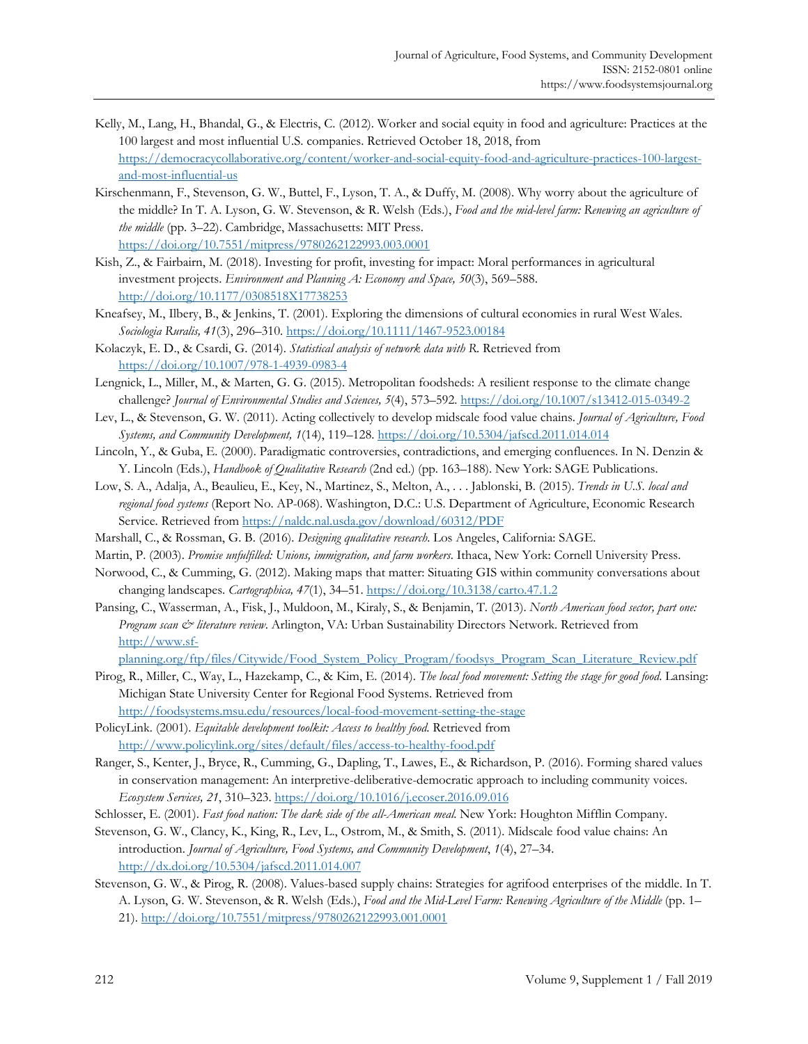Kelly, M., Lang, H., Bhandal, G., & Electris, C. (2012). Worker and social equity in food and agriculture: Practices at the 100 largest and most influential U.S. companies. Retrieved October 18, 2018, from https://democracycollaborative.org/content/worker-and-social-equity-food-and-agriculture-practices-100-largest-and-most-influential-us

Kirschenmann, F., Stevenson, G. W., Buttel, F., Lyson, T. A., & Duffy, M. (2008). Why worry about the agriculture of the middle? In T. A. Lyson, G. W. Stevenson, & R. Welsh (Eds.), *Food and the mid-level farm: Renewing an agriculture of the middle* (pp. 3–22). Cambridge, Massachusetts: MIT Press. https://doi.org/10.7551/mitpress/9780262122993.003.0001

Kish, Z., & Fairbairn, M. (2018). Investing for profit, investing for impact: Moral performances in agricultural investment projects. *Environment and Planning A: Economy and Space, 50*(3), 569–588. http://doi.org/10.1177/0308518X17738253

Kneafsey, M., Ilbery, B., & Jenkins, T. (2001). Exploring the dimensions of cultural economies in rural West Wales. *Sociologia Ruralis, 41*(3), 296–310. https://doi.org/10.1111/1467-9523.00184

Kolaczyk, E. D., & Csardi, G. (2014). *Statistical analysis of network data with R.* Retrieved from https://doi.org/10.1007/978-1-4939-0983-4

Lengnick, L., Miller, M., & Marten, G. G. (2015). Metropolitan foodsheds: A resilient response to the climate change challenge? *Journal of Environmental Studies and Sciences, 5*(4), 573–592. https://doi.org/10.1007/s13412-015-0349-2

Lev, L., & Stevenson, G. W. (2011). Acting collectively to develop midscale food value chains. *Journal of Agriculture, Food Systems, and Community Development, 1*(14), 119–128. https://doi.org/10.5304/jafscd.2011.014.014

Lincoln, Y., & Guba, E. (2000). Paradigmatic controversies, contradictions, and emerging confluences. In N. Denzin & Y. Lincoln (Eds.), *Handbook of Qualitative Research* (2nd ed.) (pp. 163–188). New York: SAGE Publications.

Low, S. A., Adalja, A., Beaulieu, E., Key, N., Martinez, S., Melton, A., . . . Jablonski, B. (2015). *Trends in U.S. local and regional food systems* (Report No. AP-068). Washington, D.C.: U.S. Department of Agriculture, Economic Research Service. Retrieved from https://naldc.nal.usda.gov/download/60312/PDF

Marshall, C., & Rossman, G. B. (2016). *Designing qualitative research.* Los Angeles, California: SAGE.

Martin, P. (2003). *Promise unfulfilled: Unions, immigration, and farm workers.* Ithaca, New York: Cornell University Press.

Norwood, C., & Cumming, G. (2012). Making maps that matter: Situating GIS within community conversations about changing landscapes. *Cartographica, 47*(1), 34–51. https://doi.org/10.3138/carto.47.1.2

Pansing, C., Wasserman, A., Fisk, J., Muldoon, M., Kiraly, S., & Benjamin, T. (2013). *North American food sector, part one: Program scan & literature review.* Arlington, VA: Urban Sustainability Directors Network. Retrieved from http://www.sf-planning.org/ftp/files/Citywide/Food_System_Policy_Program/foodsys_Program_Scan_Literature_Review.pdf

Pirog, R., Miller, C., Way, L., Hazekamp, C., & Kim, E. (2014). *The local food movement: Setting the stage for good food.* Lansing: Michigan State University Center for Regional Food Systems. Retrieved from http://foodsystems.msu.edu/resources/local-food-movement-setting-the-stage

PolicyLink. (2001). *Equitable development toolkit: Access to healthy food.* Retrieved from http://www.policylink.org/sites/default/files/access-to-healthy-food.pdf

Ranger, S., Kenter, J., Bryce, R., Cumming, G., Dapling, T., Lawes, E., & Richardson, P. (2016). Forming shared values in conservation management: An interpretive-deliberative-democratic approach to including community voices. *Ecosystem Services, 21*, 310–323. https://doi.org/10.1016/j.ecoser.2016.09.016

Schlosser, E. (2001). *Fast food nation: The dark side of the all-American meal.* New York: Houghton Mifflin Company.

Stevenson, G. W., Clancy, K., King, R., Lev, L., Ostrom, M., & Smith, S. (2011). Midscale food value chains: An introduction. *Journal of Agriculture, Food Systems, and Community Development*, *1*(4), 27–34. http://dx.doi.org/10.5304/jafscd.2011.014.007

Stevenson, G. W., & Pirog, R. (2008). Values-based supply chains: Strategies for agrifood enterprises of the middle. In T. A. Lyson, G. W. Stevenson, & R. Welsh (Eds.), *Food and the Mid-Level Farm: Renewing Agriculture of the Middle* (pp. 1–21). http://doi.org/10.7551/mitpress/9780262122993.001.0001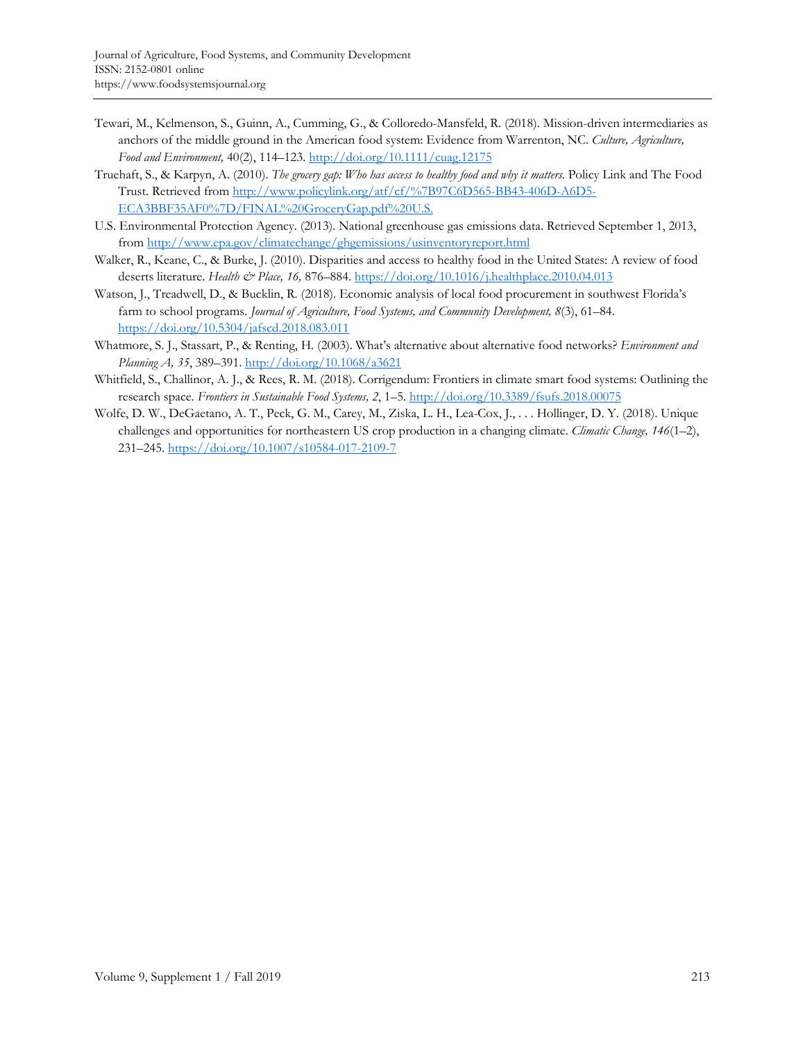Tewari, M., Kelmenson, S., Guinn, A., Cumming, G., & Colloredo-Mansfeld, R. (2018). Mission-driven intermediaries as anchors of the middle ground in the American food system: Evidence from Warrenton, NC. *Culture, Agriculture, Food and Environment,* 40(2), 114–123. http://doi.org/10.1111/cuag.12175

Truehaft, S., & Karpyn, A. (2010). *The grocery gap: Who has access to healthy food and why it matters.* Policy Link and The Food Trust. Retrieved from http://www.policylink.org/atf/cf/%7B97C6D565-BB43-406D-A6D5-ECA3BBF35AF0%7D/FINAL%20GroceryGap.pdf%20U.S.

U.S. Environmental Protection Agency. (2013). National greenhouse gas emissions data. Retrieved September 1, 2013, from http://www.epa.gov/climatechange/ghgemissions/usinventoryreport.html

Walker, R., Keane, C., & Burke, J. (2010). Disparities and access to healthy food in the United States: A review of food deserts literature. *Health & Place, 16,* 876–884. https://doi.org/10.1016/j.healthplace.2010.04.013

Watson, J., Treadwell, D., & Bucklin, R. (2018). Economic analysis of local food procurement in southwest Florida's farm to school programs. *Journal of Agriculture, Food Systems, and Community Development, 8*(3), 61–84. https://doi.org/10.5304/jafscd.2018.083.011

Whatmore, S. J., Stassart, P., & Renting, H. (2003). What's alternative about alternative food networks? *Environment and Planning A, 35*, 389–391. http://doi.org/10.1068/a3621

Whitfield, S., Challinor, A. J., & Rees, R. M. (2018). Corrigendum: Frontiers in climate smart food systems: Outlining the research space. *Frontiers in Sustainable Food Systems, 2*, 1–5. http://doi.org/10.3389/fsufs.2018.00075

Wolfe, D. W., DeGaetano, A. T., Peck, G. M., Carey, M., Ziska, L. H., Lea-Cox, J., . . . Hollinger, D. Y. (2018). Unique challenges and opportunities for northeastern US crop production in a changing climate. *Climatic Change, 146*(1–2), 231–245. https://doi.org/10.1007/s10584-017-2109-7